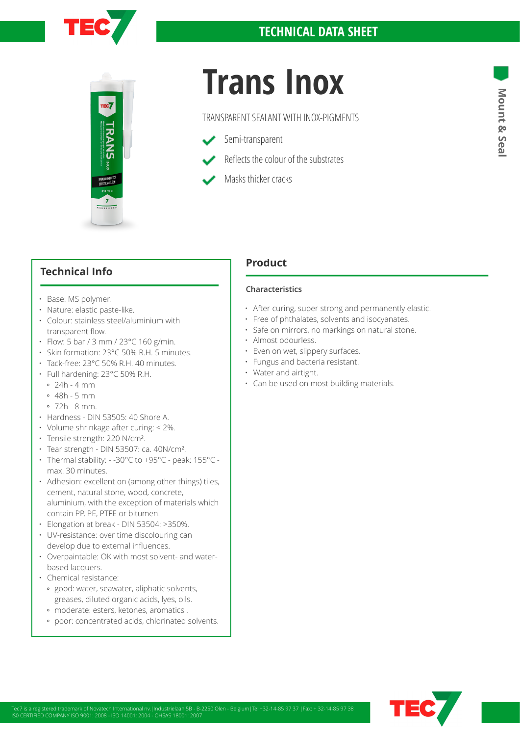TECHNICAL DATA SHEET

Mount & Seal

# Trans Inox

TRANSPARENT SEALANT WITH INOX-PIGMENTS

- Semi-transparent
- Reflects the colour of the substrates
- Masks thicker cracks

## Technical Info

- Base: MS polymer.
- Nature: elastic paste-like.
- Colour: stainless steel/aluminium with transparent flow.
- Flow: 5 bar / 3 mm / 23°C 160 g/min.
- Skin formation: 23°C 50% R.H. 5 minutes.
- Tack-free: 23°C 50% R.H. 40 minutes.
- Full hardening: 23°C 50% R.H.
  - 24h - 4 mm
  - 48h - 5 mm
  - 72h - 8 mm.
- Hardness - DIN 53505: 40 Shore A.
- Volume shrinkage after curing: < 2%.
- Tensile strength: 220 N/cm².
- Tear strength - DIN 53507: ca. 40N/cm².
- Thermal stability: - -30°C to +95°C - peak: 155°C - max. 30 minutes.
- Adhesion: excellent on (among other things) tiles, cement, natural stone, wood, concrete, aluminium, with the exception of materials which contain PP, PE, PTFE or bitumen.
- Elongation at break - DIN 53504: >350%.
- UV-resistance: over time discolouring can develop due to external influences.
- Overpaintable: OK with most solvent- and water-based lacquers.
- Chemical resistance:
  - good: water, seawater, aliphatic solvents, greases, diluted organic acids, lyes, oils.
  - moderate: esters, ketones, aromatics .
  - poor: concentrated acids, chlorinated solvents.

## Product

### Characteristics

- After curing, super strong and permanently elastic.
- Free of phthalates, solvents and isocyanates.
- Safe on mirrors, no markings on natural stone.
- Almost odourless.
- Even on wet, slippery surfaces.
- Fungus and bacteria resistant.
- Water and airtight.
- Can be used on most building materials.

Tec7 is a registered trademark of Novatech International nv.|Industrielaan 5B - B-2250 Olen - Belgium|Tel:+32-14-85 97 37 |Fax: + 32-14-85 97 38
ISO CERTIFIED COMPANY ISO 9001: 2008 - ISO 14001: 2004 - OHSAS 18001: 2007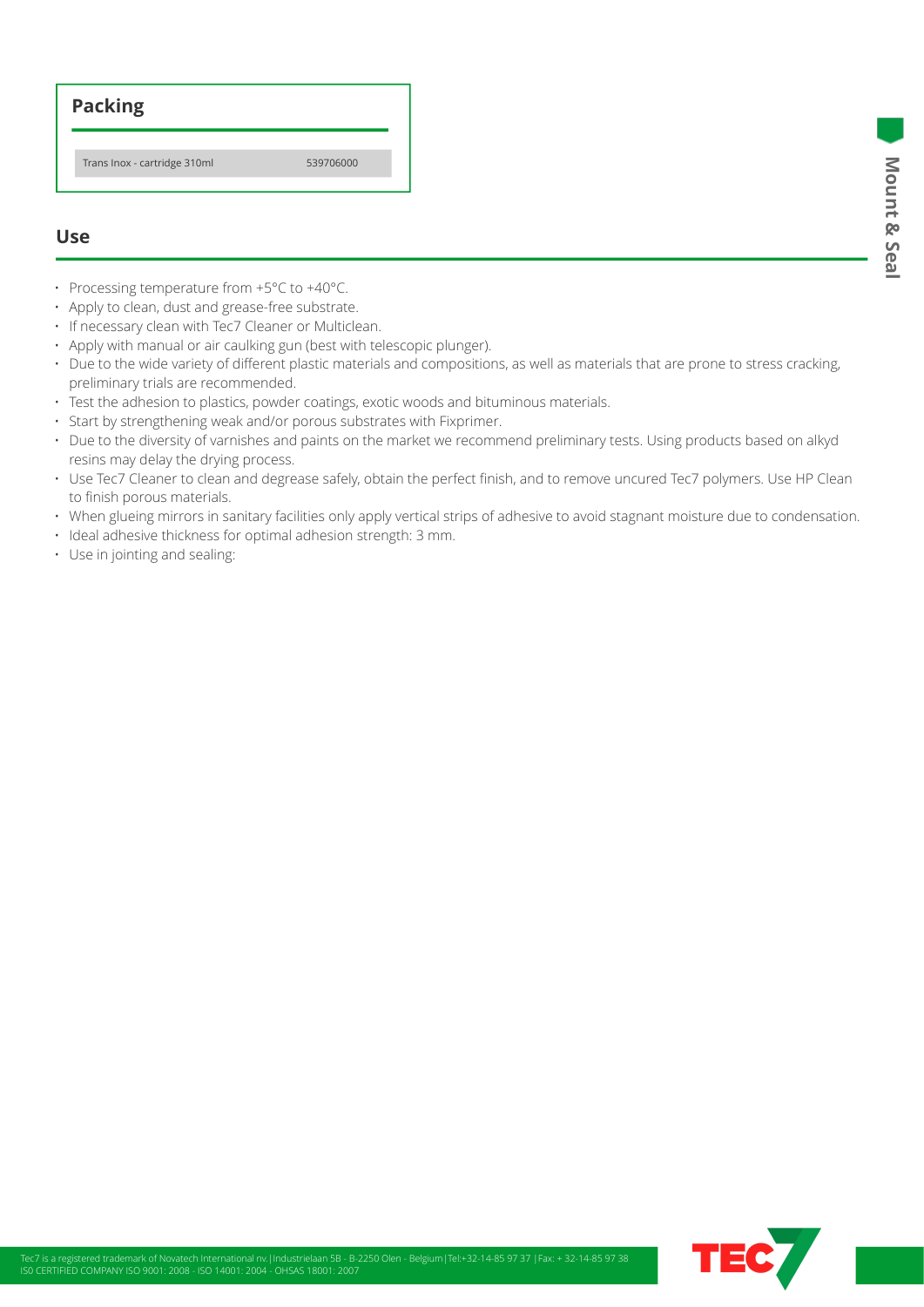## Packing

| | |
|---|---|
| Trans Inox - cartridge 310ml | 539706000 |

## Use

- Processing temperature from +5°C to +40°C.
- Apply to clean, dust and grease-free substrate.
- If necessary clean with Tec7 Cleaner or Multiclean.
- Apply with manual or air caulking gun (best with telescopic plunger).
- Due to the wide variety of different plastic materials and compositions, as well as materials that are prone to stress cracking, preliminary trials are recommended.
- Test the adhesion to plastics, powder coatings, exotic woods and bituminous materials.
- Start by strengthening weak and/or porous substrates with Fixprimer.
- Due to the diversity of varnishes and paints on the market we recommend preliminary tests. Using products based on alkyd resins may delay the drying process.
- Use Tec7 Cleaner to clean and degrease safely, obtain the perfect finish, and to remove uncured Tec7 polymers. Use HP Clean to finish porous materials.
- When glueing mirrors in sanitary facilities only apply vertical strips of adhesive to avoid stagnant moisture due to condensation.
- Ideal adhesive thickness for optimal adhesion strength: 3 mm.
- Use in jointing and sealing: